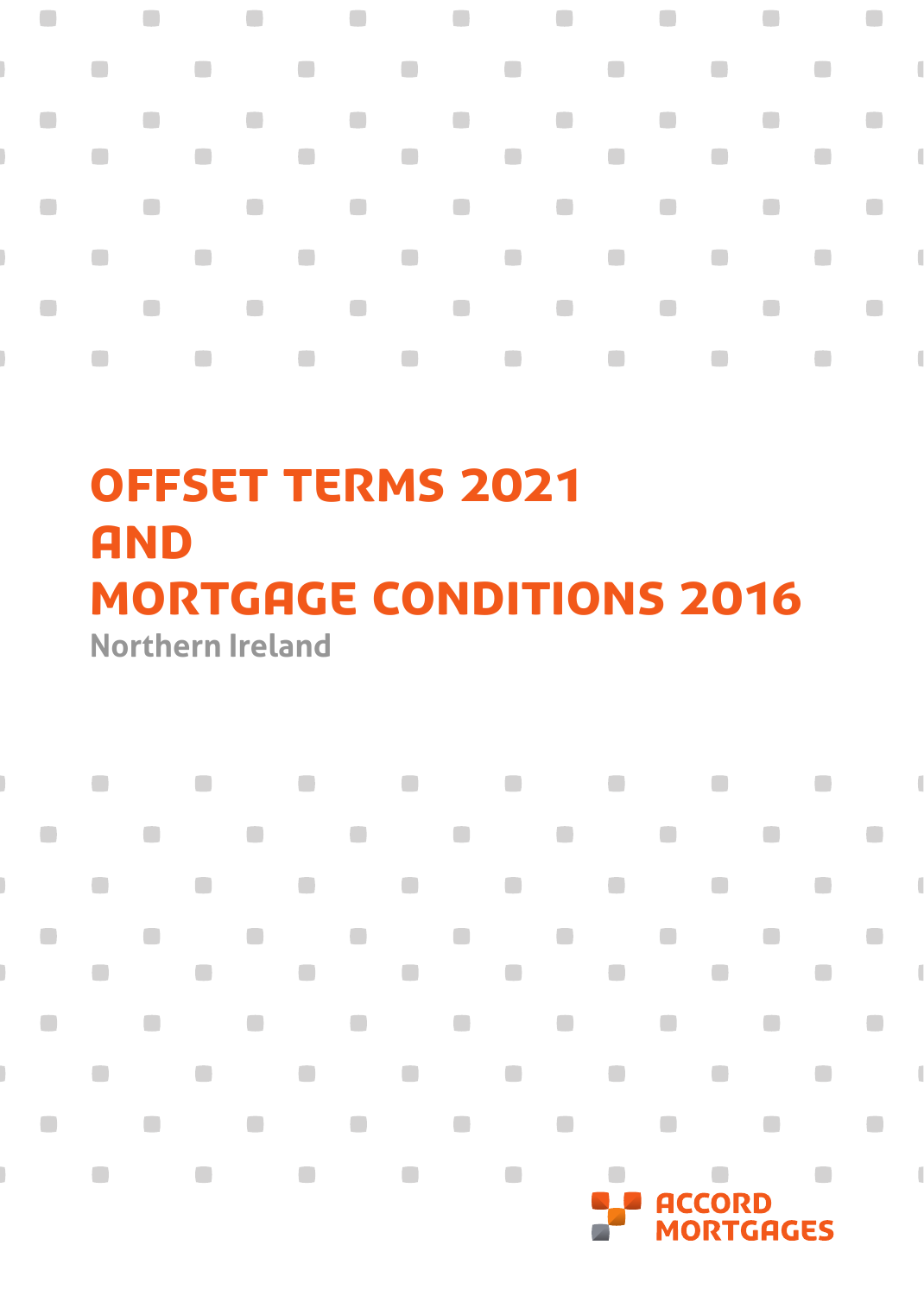# OFFSET TERMS 2021 AND MORTGAGE CONDITIONS 2016

Northern Ireland

ACCORD MORTGAGES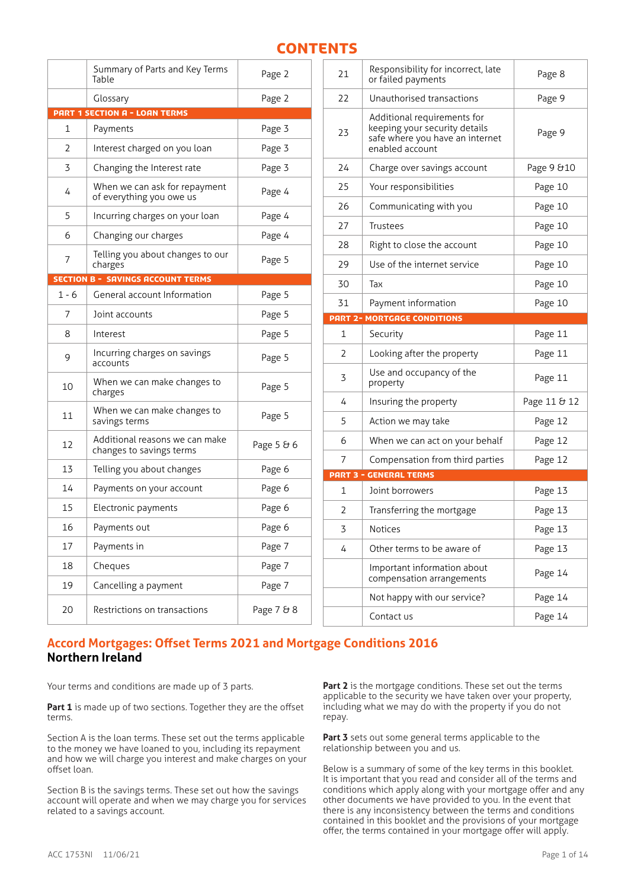# CONTENTS

| | | |
|---|---|---|
| | Summary of Parts and Key Terms Table | Page 2 |
| | Glossary | Page 2 |
| **PART 1 SECTION A - LOAN TERMS** | | |
| 1 | Payments | Page 3 |
| 2 | Interest charged on you loan | Page 3 |
| 3 | Changing the Interest rate | Page 3 |
| 4 | When we can ask for repayment of everything you owe us | Page 4 |
| 5 | Incurring charges on your loan | Page 4 |
| 6 | Changing our charges | Page 4 |
| 7 | Telling you about changes to our charges | Page 5 |
| **SECTION B - SAVINGS ACCOUNT TERMS** | | |
| 1 - 6 | General account Information | Page 5 |
| 7 | Joint accounts | Page 5 |
| 8 | Interest | Page 5 |
| 9 | Incurring charges on savings accounts | Page 5 |
| 10 | When we can make changes to charges | Page 5 |
| 11 | When we can make changes to savings terms | Page 5 |
| 12 | Additional reasons we can make changes to savings terms | Page 5 & 6 |
| 13 | Telling you about changes | Page 6 |
| 14 | Payments on your account | Page 6 |
| 15 | Electronic payments | Page 6 |
| 16 | Payments out | Page 6 |
| 17 | Payments in | Page 7 |
| 18 | Cheques | Page 7 |
| 19 | Cancelling a payment | Page 7 |
| 20 | Restrictions on transactions | Page 7 & 8 |
| 21 | Responsibility for incorrect, late or failed payments | Page 8 |
| 22 | Unauthorised transactions | Page 9 |
| 23 | Additional requirements for keeping your security details safe where you have an internet enabled account | Page 9 |
| 24 | Charge over savings account | Page 9 &10 |
| 25 | Your responsibilities | Page 10 |
| 26 | Communicating with you | Page 10 |
| 27 | Trustees | Page 10 |
| 28 | Right to close the account | Page 10 |
| 29 | Use of the internet service | Page 10 |
| 30 | Tax | Page 10 |
| 31 | Payment information | Page 10 |
| **PART 2- MORTGAGE CONDITIONS** | | |
| 1 | Security | Page 11 |
| 2 | Looking after the property | Page 11 |
| 3 | Use and occupancy of the property | Page 11 |
| 4 | Insuring the property | Page 11 & 12 |
| 5 | Action we may take | Page 12 |
| 6 | When we can act on your behalf | Page 12 |
| 7 | Compensation from third parties | Page 12 |
| **PART 3 - GENERAL TERMS** | | |
| 1 | Joint borrowers | Page 13 |
| 2 | Transferring the mortgage | Page 13 |
| 3 | Notices | Page 13 |
| 4 | Other terms to be aware of | Page 13 |
| | Important information about compensation arrangements | Page 14 |
| | Not happy with our service? | Page 14 |
| | Contact us | Page 14 |

## Accord Mortgages: Offset Terms 2021 and Mortgage Conditions 2016

### Northern Ireland

Your terms and conditions are made up of 3 parts.

**Part 1** is made up of two sections. Together they are the offset terms.

Section A is the loan terms. These set out the terms applicable to the money we have loaned to you, including its repayment and how we will charge you interest and make charges on your offset loan.

Section B is the savings terms. These set out how the savings account will operate and when we may charge you for services related to a savings account.

**Part 2** is the mortgage conditions. These set out the terms applicable to the security we have taken over your property, including what we may do with the property if you do not repay.

**Part 3** sets out some general terms applicable to the relationship between you and us.

Below is a summary of some of the key terms in this booklet. It is important that you read and consider all of the terms and conditions which apply along with your mortgage offer and any other documents we have provided to you. In the event that there is any inconsistency between the terms and conditions contained in this booklet and the provisions of your mortgage offer, the terms contained in your mortgage offer will apply.

ACC 1753NI 11/06/21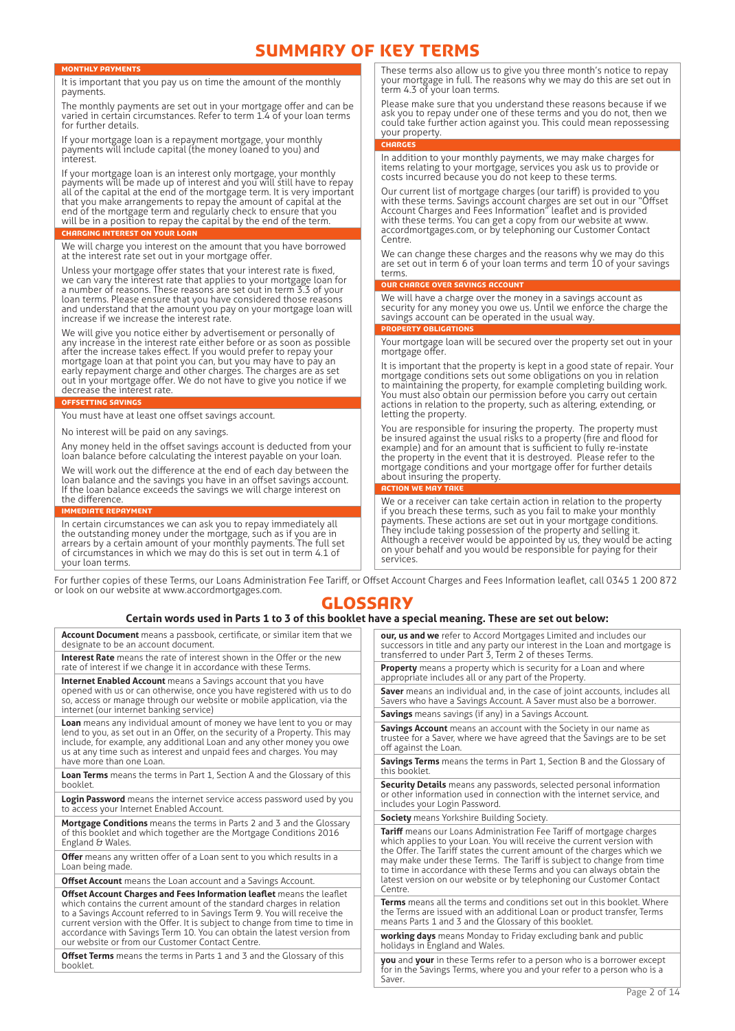# SUMMARY OF KEY TERMS

### MONTHLY PAYMENTS

It is important that you pay us on time the amount of the monthly payments.

The monthly payments are set out in your mortgage offer and can be varied in certain circumstances. Refer to term 1.4 of your loan terms for further details.

If your mortgage loan is a repayment mortgage, your monthly payments will include capital (the money loaned to you) and interest.

If your mortgage loan is an interest only mortgage, your monthly payments will be made up of interest and you will still have to repay all of the capital at the end of the mortgage term. It is very important that you make arrangements to repay the amount of capital at the end of the mortgage term and regularly check to ensure that you will be in a position to repay the capital by the end of the term.

### CHARGING INTEREST ON YOUR LOAN

We will charge you interest on the amount that you have borrowed at the interest rate set out in your mortgage offer.

Unless your mortgage offer states that your interest rate is fixed, we can vary the interest rate that applies to your mortgage loan for a number of reasons. These reasons are set out in term 3.3 of your loan terms. Please ensure that you have considered those reasons and understand that the amount you pay on your mortgage loan will increase if we increase the interest rate.

We will give you notice either by advertisement or personally of any increase in the interest rate either before or as soon as possible after the increase takes effect. If you would prefer to repay your mortgage loan at that point you can, but you may have to pay an early repayment charge and other charges. The charges are as set out in your mortgage offer. We do not have to give you notice if we decrease the interest rate.

### OFFSETTING SAVINGS

You must have at least one offset savings account.

No interest will be paid on any savings.

Any money held in the offset savings account is deducted from your loan balance before calculating the interest payable on your loan.

We will work out the difference at the end of each day between the loan balance and the savings you have in an offset savings account. If the loan balance exceeds the savings we will charge interest on the difference.

### IMMEDIATE REPAYMENT

In certain circumstances we can ask you to repay immediately all the outstanding money under the mortgage, such as if you are in arrears by a certain amount of your monthly payments. The full set of circumstances in which we may do this is set out in term 4.1 of your loan terms.

These terms also allow us to give you three month's notice to repay your mortgage in full. The reasons why we may do this are set out in term 4.3 of your loan terms.

Please make sure that you understand these reasons because if we ask you to repay under one of these terms and you do not, then we could take further action against you. This could mean repossessing your property.

### CHARGES

In addition to your monthly payments, we may make charges for items relating to your mortgage, services you ask us to provide or costs incurred because you do not keep to these terms.

Our current list of mortgage charges (our tariff) is provided to you with these terms. Savings account charges are set out in our "Offset Account Charges and Fees Information" leaflet and is provided with these terms. You can get a copy from our website at www.accordmortgages.com, or by telephoning our Customer Contact Centre.

We can change these charges and the reasons why we may do this are set out in term 6 of your loan terms and term 10 of your savings terms.

### OUR CHARGE OVER SAVINGS ACCOUNT

We will have a charge over the money in a savings account as security for any money you owe us. Until we enforce the charge the savings account can be operated in the usual way.

### PROPERTY OBLIGATIONS

Your mortgage loan will be secured over the property set out in your mortgage offer.

It is important that the property is kept in a good state of repair. Your mortgage conditions sets out some obligations on you in relation to maintaining the property, for example completing building work. You must also obtain our permission before you carry out certain actions in relation to the property, such as altering, extending, or letting the property.

You are responsible for insuring the property. The property must be insured against the usual risks to a property (fire and flood for example) and for an amount that is sufficient to fully re-instate the property in the event that it is destroyed. Please refer to the mortgage conditions and your mortgage offer for further details about insuring the property.

### ACTION WE MAY TAKE

We or a receiver can take certain action in relation to the property if you breach these terms, such as you fail to make your monthly payments. These actions are set out in your mortgage conditions. They include taking possession of the property and selling it. Although a receiver would be appointed by us, they would be acting on your behalf and you would be responsible for paying for their services.

For further copies of these Terms, our Loans Administration Fee Tariff, or Offset Account Charges and Fees Information leaflet, call 0345 1 200 872 or look on our website at www.accordmortgages.com.

# GLOSSARY

**Certain words used in Parts 1 to 3 of this booklet have a special meaning. These are set out below:**

**Account Document** means a passbook, certificate, or similar item that we designate to be an account document.

**Interest Rate** means the rate of interest shown in the Offer or the new rate of interest if we change it in accordance with these Terms.

**Internet Enabled Account** means a Savings account that you have opened with us or can otherwise, once you have registered with us to do so, access or manage through our website or mobile application, via the internet (our internet banking service)

**Loan** means any individual amount of money we have lent to you or may lend to you, as set out in an Offer, on the security of a Property. This may include, for example, any additional Loan and any other money you owe us at any time such as interest and unpaid fees and charges. You may have more than one Loan.

**Loan Terms** means the terms in Part 1, Section A and the Glossary of this booklet.

**Login Password** means the internet service access password used by you to access your Internet Enabled Account.

**Mortgage Conditions** means the terms in Parts 2 and 3 and the Glossary of this booklet and which together are the Mortgage Conditions 2016 England & Wales.

**Offer** means any written offer of a Loan sent to you which results in a Loan being made.

**Offset Account** means the Loan account and a Savings Account.

**Offset Account Charges and Fees Information leaflet** means the leaflet which contains the current amount of the standard charges in relation to a Savings Account referred to in Savings Term 9. You will receive the current version with the Offer. It is subject to change from time to time in accordance with Savings Term 10. You can obtain the latest version from our website or from our Customer Contact Centre.

**Offset Terms** means the terms in Parts 1 and 3 and the Glossary of this booklet.

**our, us and we** refer to Accord Mortgages Limited and includes our successors in title and any party our interest in the Loan and mortgage is transferred to under Part 3, Term 2 of these Terms.

**Property** means a property which is security for a Loan and where appropriate includes all or any part of the Property.

**Saver** means an individual and, in the case of joint accounts, includes all Savers who have a Savings Account. A Saver must also be a borrower.

**Savings** means savings (if any) in a Savings Account.

**Savings Account** means an account with the Society in our name as trustee for a Saver, where we have agreed that the Savings are to be set off against the Loan.

**Savings Terms** means the terms in Part 1, Section B and the Glossary of this booklet.

**Security Details** means any passwords, selected personal information or other information used in connection with the internet service, and includes your Login Password.

**Society** means Yorkshire Building Society.

**Tariff** means our Loans Administration Fee Tariff of mortgage charges which applies to your Loan. You will receive the current version with the Offer. The Tariff states the current amount of the charges which we may make under these Terms. The Tariff is subject to change from time to time in accordance with these Terms and you can always obtain the latest version on our website or by telephoning our Customer Contact Centre.

**Terms** means all the terms and conditions set out in this booklet. Where the Terms are issued with an additional Loan or product transfer, Terms means Parts 1 and 3 and the Glossary of this booklet.

**working days** means Monday to Friday excluding bank and public holidays in England and Wales.

**you** and **your** in these Terms refer to a person who is a borrower except for in the Savings Terms, where you and your refer to a person who is a Saver.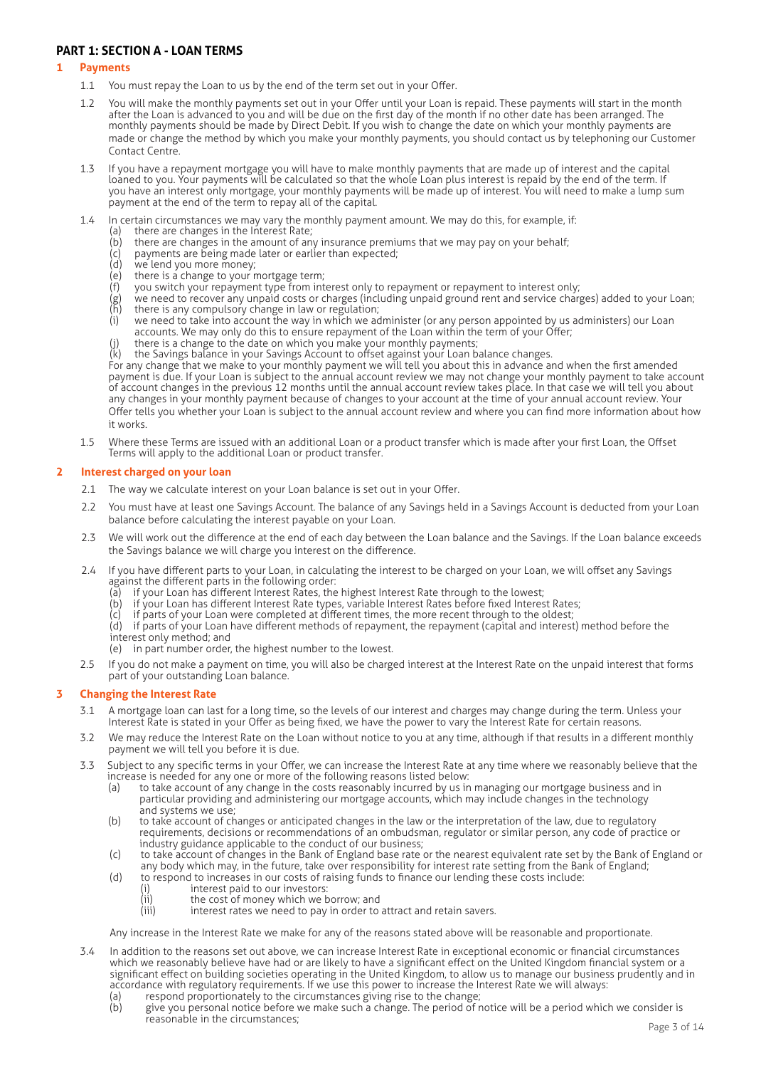## PART 1: SECTION A - LOAN TERMS

### 1 Payments

1.1 You must repay the Loan to us by the end of the term set out in your Offer.

1.2 You will make the monthly payments set out in your Offer until your Loan is repaid. These payments will start in the month after the Loan is advanced to you and will be due on the first day of the month if no other date has been arranged. The monthly payments should be made by Direct Debit. If you wish to change the date on which your monthly payments are made or change the method by which you make your monthly payments, you should contact us by telephoning our Customer Contact Centre.

1.3 If you have a repayment mortgage you will have to make monthly payments that are made up of interest and the capital loaned to you. Your payments will be calculated so that the whole Loan plus interest is repaid by the end of the term. If you have an interest only mortgage, your monthly payments will be made up of interest. You will need to make a lump sum payment at the end of the term to repay all of the capital.

1.4 In certain circumstances we may vary the monthly payment amount. We may do this, for example, if:

- (a) there are changes in the Interest Rate;
- (b) there are changes in the amount of any insurance premiums that we may pay on your behalf;
- (c) payments are being made later or earlier than expected;
- (d) we lend you more money;
- (e) there is a change to your mortgage term;
- (f) you switch your repayment type from interest only to repayment or repayment to interest only;
- (g) we need to recover any unpaid costs or charges (including unpaid ground rent and service charges) added to your Loan;
- (h) there is any compulsory change in law or regulation;
- (i) we need to take into account the way in which we administer (or any person appointed by us administers) our Loan accounts. We may only do this to ensure repayment of the Loan within the term of your Offer;
- (j) there is a change to the date on which you make your monthly payments;
- (k) the Savings balance in your Savings Account to offset against your Loan balance changes.

For any change that we make to your monthly payment we will tell you about this in advance and when the first amended payment is due. If your Loan is subject to the annual account review we may not change your monthly payment to take account of account changes in the previous 12 months until the annual account review takes place. In that case we will tell you about any changes in your monthly payment because of changes to your account at the time of your annual account review. Your Offer tells you whether your Loan is subject to the annual account review and where you can find more information about how it works.

1.5 Where these Terms are issued with an additional Loan or a product transfer which is made after your first Loan, the Offset Terms will apply to the additional Loan or product transfer.

### 2 Interest charged on your loan

2.1 The way we calculate interest on your Loan balance is set out in your Offer.

2.2 You must have at least one Savings Account. The balance of any Savings held in a Savings Account is deducted from your Loan balance before calculating the interest payable on your Loan.

2.3 We will work out the difference at the end of each day between the Loan balance and the Savings. If the Loan balance exceeds the Savings balance we will charge you interest on the difference.

2.4 If you have different parts to your Loan, in calculating the interest to be charged on your Loan, we will offset any Savings against the different parts in the following order:

- (a) if your Loan has different Interest Rates, the highest Interest Rate through to the lowest;
- (b) if your Loan has different Interest Rate types, variable Interest Rates before fixed Interest Rates;
- (c) if parts of your Loan were completed at different times, the more recent through to the oldest;
- (d) if parts of your Loan have different methods of repayment, the repayment (capital and interest) method before the interest only method; and
- (e) in part number order, the highest number to the lowest.

2.5 If you do not make a payment on time, you will also be charged interest at the Interest Rate on the unpaid interest that forms part of your outstanding Loan balance.

### 3 Changing the Interest Rate

3.1 A mortgage loan can last for a long time, so the levels of our interest and charges may change during the term. Unless your Interest Rate is stated in your Offer as being fixed, we have the power to vary the Interest Rate for certain reasons.

3.2 We may reduce the Interest Rate on the Loan without notice to you at any time, although if that results in a different monthly payment we will tell you before it is due.

3.3 Subject to any specific terms in your Offer, we can increase the Interest Rate at any time where we reasonably believe that the increase is needed for any one or more of the following reasons listed below:

- (a) to take account of any change in the costs reasonably incurred by us in managing our mortgage business and in particular providing and administering our mortgage accounts, which may include changes in the technology and systems we use;
- (b) to take account of changes or anticipated changes in the law or the interpretation of the law, due to regulatory requirements, decisions or recommendations of an ombudsman, regulator or similar person, any code of practice or industry guidance applicable to the conduct of our business;
- (c) to take account of changes in the Bank of England base rate or the nearest equivalent rate set by the Bank of England or any body which may, in the future, take over responsibility for interest rate setting from the Bank of England;
- (d) to respond to increases in our costs of raising funds to finance our lending these costs include:
  - (i) interest paid to our investors:
  - (ii) the cost of money which we borrow; and
  - (iii) interest rates we need to pay in order to attract and retain savers.

Any increase in the Interest Rate we make for any of the reasons stated above will be reasonable and proportionate.

3.4 In addition to the reasons set out above, we can increase Interest Rate in exceptional economic or financial circumstances which we reasonably believe have had or are likely to have a significant effect on the United Kingdom financial system or a significant effect on building societies operating in the United Kingdom, to allow us to manage our business prudently and in accordance with regulatory requirements. If we use this power to increase the Interest Rate we will always:

- (a) respond proportionately to the circumstances giving rise to the change;
- (b) give you personal notice before we make such a change. The period of notice will be a period which we consider is reasonable in the circumstances;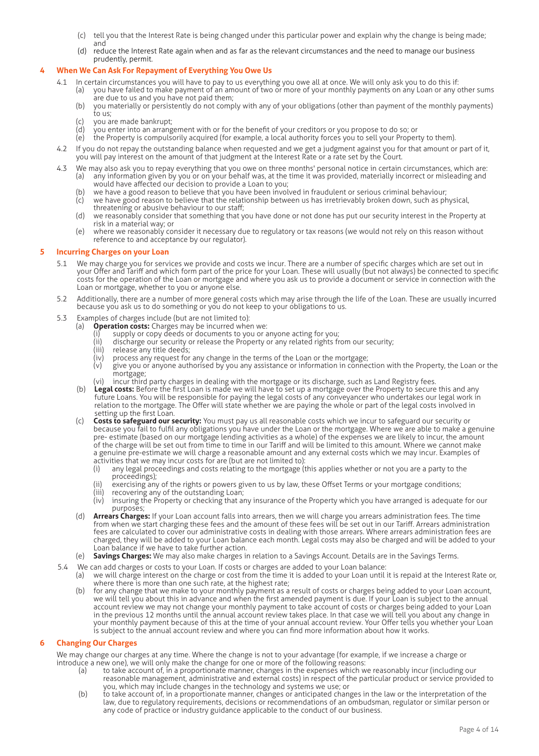(c) tell you that the Interest Rate is being changed under this particular power and explain why the change is being made; and

(d) reduce the Interest Rate again when and as far as the relevant circumstances and the need to manage our business prudently, permit.

## 4 When We Can Ask For Repayment of Everything You Owe Us

4.1 In certain circumstances you will have to pay to us everything you owe all at once. We will only ask you to do this if:

(a) you have failed to make payment of an amount of two or more of your monthly payments on any Loan or any other sums are due to us and you have not paid them;

(b) you materially or persistently do not comply with any of your obligations (other than payment of the monthly payments) to us;

(c) you are made bankrupt;

(d) you enter into an arrangement with or for the benefit of your creditors or you propose to do so; or

(e) the Property is compulsorily acquired (for example, a local authority forces you to sell your Property to them).

4.2 If you do not repay the outstanding balance when requested and we get a judgment against you for that amount or part of it, you will pay interest on the amount of that judgment at the Interest Rate or a rate set by the Court.

4.3 We may also ask you to repay everything that you owe on three months' personal notice in certain circumstances, which are:

(a) any information given by you or on your behalf was, at the time it was provided, materially incorrect or misleading and would have affected our decision to provide a Loan to you;

(b) we have a good reason to believe that you have been involved in fraudulent or serious criminal behaviour;

(c) we have good reason to believe that the relationship between us has irretrievably broken down, such as physical, threatening or abusive behaviour to our staff;

(d) we reasonably consider that something that you have done or not done has put our security interest in the Property at risk in a material way; or

(e) where we reasonably consider it necessary due to regulatory or tax reasons (we would not rely on this reason without reference to and acceptance by our regulator).

## 5 Incurring Charges on your Loan

5.1 We may charge you for services we provide and costs we incur. There are a number of specific charges which are set out in your Offer and Tariff and which form part of the price for your Loan. These will usually (but not always) be connected to specific costs for the operation of the Loan or mortgage and where you ask us to provide a document or service in connection with the Loan or mortgage, whether to you or anyone else.

5.2 Additionally, there are a number of more general costs which may arise through the life of the Loan. These are usually incurred because you ask us to do something or you do not keep to your obligations to us.

5.3 Examples of charges include (but are not limited to):

(a) **Operation costs:** Charges may be incurred when we:

(i) supply or copy deeds or documents to you or anyone acting for you;

(ii) discharge our security or release the Property or any related rights from our security;

(iii) release any title deeds;

(iv) process any request for any change in the terms of the Loan or the mortgage;

(v) give you or anyone authorised by you any assistance or information in connection with the Property, the Loan or the mortgage;

(vi) incur third party charges in dealing with the mortgage or its discharge, such as Land Registry fees.

(b) **Legal costs:** Before the first Loan is made we will have to set up a mortgage over the Property to secure this and any future Loans. You will be responsible for paying the legal costs of any conveyancer who undertakes our legal work in relation to the mortgage. The Offer will state whether we are paying the whole or part of the legal costs involved in setting up the first Loan.

(c) **Costs to safeguard our security:** You must pay us all reasonable costs which we incur to safeguard our security or because you fail to fulfil any obligations you have under the Loan or the mortgage. Where we are able to make a genuine pre- estimate (based on our mortgage lending activities as a whole) of the expenses we are likely to incur, the amount of the charge will be set out from time to time in our Tariff and will be limited to this amount. Where we cannot make a genuine pre-estimate we will charge a reasonable amount and any external costs which we may incur. Examples of activities that we may incur costs for are (but are not limited to):

(i) any legal proceedings and costs relating to the mortgage (this applies whether or not you are a party to the proceedings);

(ii) exercising any of the rights or powers given to us by law, these Offset Terms or your mortgage conditions;

(iii) recovering any of the outstanding Loan;

(iv) insuring the Property or checking that any insurance of the Property which you have arranged is adequate for our purposes;

(d) **Arrears Charges:** If your Loan account falls into arrears, then we will charge you arrears administration fees. The time from when we start charging these fees and the amount of these fees will be set out in our Tariff. Arrears administration fees are calculated to cover our administrative costs in dealing with those arrears. Where arrears administration fees are charged, they will be added to your Loan balance each month. Legal costs may also be charged and will be added to your Loan balance if we have to take further action.

(e) **Savings Charges:** We may also make charges in relation to a Savings Account. Details are in the Savings Terms.

5.4 We can add charges or costs to your Loan. If costs or charges are added to your Loan balance:

(a) we will charge interest on the charge or cost from the time it is added to your Loan until it is repaid at the Interest Rate or, where there is more than one such rate, at the highest rate;

(b) for any change that we make to your monthly payment as a result of costs or charges being added to your Loan account, we will tell you about this in advance and when the first amended payment is due. If your Loan is subject to the annual account review we may not change your monthly payment to take account of costs or charges being added to your Loan in the previous 12 months until the annual account review takes place. In that case we will tell you about any change in your monthly payment because of this at the time of your annual account review. Your Offer tells you whether your Loan is subject to the annual account review and where you can find more information about how it works.

## 6 Changing Our Charges

We may change our charges at any time. Where the change is not to your advantage (for example, if we increase a charge or introduce a new one), we will only make the change for one or more of the following reasons:

(a) to take account of, in a proportionate manner, changes in the expenses which we reasonably incur (including our reasonable management, administrative and external costs) in respect of the particular product or service provided to you, which may include changes in the technology and systems we use; or

(b) to take account of, in a proportionate manner, changes or anticipated changes in the law or the interpretation of the law, due to regulatory requirements, decisions or recommendations of an ombudsman, regulator or similar person or any code of practice or industry guidance applicable to the conduct of our business.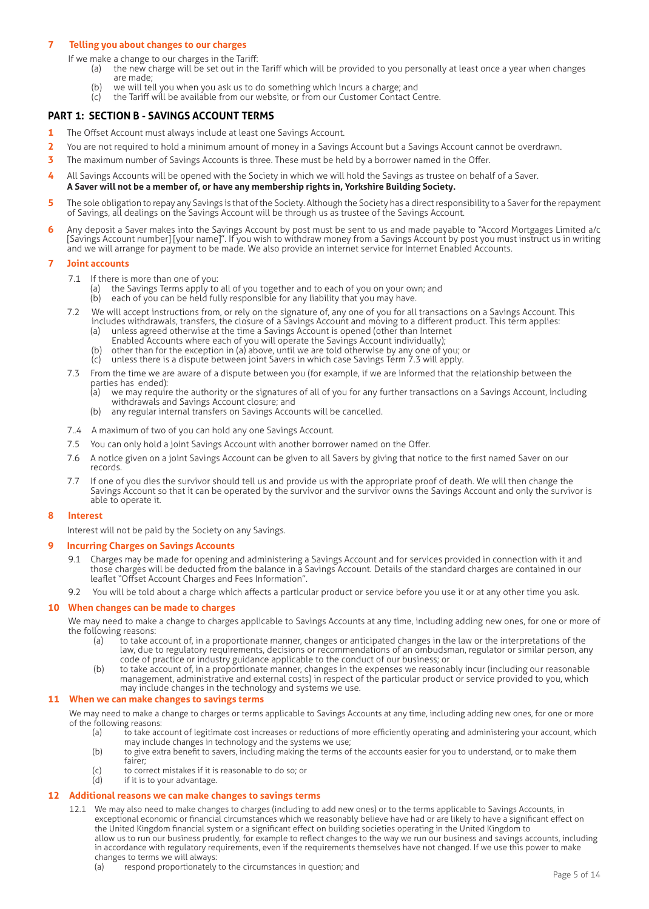## 7 Telling you about changes to our charges

If we make a change to our charges in the Tariff:

(a) the new charge will be set out in the Tariff which will be provided to you personally at least once a year when changes are made;

(b) we will tell you when you ask us to do something which incurs a charge; and

(c) the Tariff will be available from our website, or from our Customer Contact Centre.

## PART 1: SECTION B - SAVINGS ACCOUNT TERMS

**1** The Offset Account must always include at least one Savings Account.

**2** You are not required to hold a minimum amount of money in a Savings Account but a Savings Account cannot be overdrawn.

**3** The maximum number of Savings Accounts is three. These must be held by a borrower named in the Offer.

**4** All Savings Accounts will be opened with the Society in which we will hold the Savings as trustee on behalf of a Saver.
**A Saver will not be a member of, or have any membership rights in, Yorkshire Building Society.**

**5** The sole obligation to repay any Savings is that of the Society. Although the Society has a direct responsibility to a Saver for the repayment of Savings, all dealings on the Savings Account will be through us as trustee of the Savings Account.

**6** Any deposit a Saver makes into the Savings Account by post must be sent to us and made payable to "Accord Mortgages Limited a/c [Savings Account number] [your name]". If you wish to withdraw money from a Savings Account by post you must instruct us in writing and we will arrange for payment to be made. We also provide an internet service for Internet Enabled Accounts.

## 7 Joint accounts

7.1 If there is more than one of you:

(a) the Savings Terms apply to all of you together and to each of you on your own; and

(b) each of you can be held fully responsible for any liability that you may have.

7.2 We will accept instructions from, or rely on the signature of, any one of you for all transactions on a Savings Account. This includes withdrawals, transfers, the closure of a Savings Account and moving to a different product. This term applies:

(a) unless agreed otherwise at the time a Savings Account is opened (other than Internet Enabled Accounts where each of you will operate the Savings Account individually);

(b) other than for the exception in (a) above, until we are told otherwise by any one of you; or

(c) unless there is a dispute between joint Savers in which case Savings Term 7.3 will apply.

7.3 From the time we are aware of a dispute between you (for example, if we are informed that the relationship between the parties has ended):

(a) we may require the authority or the signatures of all of you for any further transactions on a Savings Account, including withdrawals and Savings Account closure; and

(b) any regular internal transfers on Savings Accounts will be cancelled.

7..4 A maximum of two of you can hold any one Savings Account.

7.5 You can only hold a joint Savings Account with another borrower named on the Offer.

7.6 A notice given on a joint Savings Account can be given to all Savers by giving that notice to the first named Saver on our records.

7.7 If one of you dies the survivor should tell us and provide us with the appropriate proof of death. We will then change the Savings Account so that it can be operated by the survivor and the survivor owns the Savings Account and only the survivor is able to operate it.

## 8 Interest

Interest will not be paid by the Society on any Savings.

## 9 Incurring Charges on Savings Accounts

9.1 Charges may be made for opening and administering a Savings Account and for services provided in connection with it and those charges will be deducted from the balance in a Savings Account. Details of the standard charges are contained in our leaflet "Offset Account Charges and Fees Information".

9.2 You will be told about a charge which affects a particular product or service before you use it or at any other time you ask.

## 10 When changes can be made to charges

We may need to make a change to charges applicable to Savings Accounts at any time, including adding new ones, for one or more of the following reasons:

(a) to take account of, in a proportionate manner, changes or anticipated changes in the law or the interpretations of the law, due to regulatory requirements, decisions or recommendations of an ombudsman, regulator or similar person, any code of practice or industry guidance applicable to the conduct of our business; or

(b) to take account of, in a proportionate manner, changes in the expenses we reasonably incur (including our reasonable management, administrative and external costs) in respect of the particular product or service provided to you, which may include changes in the technology and systems we use.

## 11 When we can make changes to savings terms

We may need to make a change to charges or terms applicable to Savings Accounts at any time, including adding new ones, for one or more of the following reasons:

(a) to take account of legitimate cost increases or reductions of more efficiently operating and administering your account, which may include changes in technology and the systems we use;

(b) to give extra benefit to savers, including making the terms of the accounts easier for you to understand, or to make them fairer;

(c) to correct mistakes if it is reasonable to do so; or

(d) if it is to your advantage.

## 12 Additional reasons we can make changes to savings terms

12.1 We may also need to make changes to charges (including to add new ones) or to the terms applicable to Savings Accounts, in exceptional economic or financial circumstances which we reasonably believe have had or are likely to have a significant effect on the United Kingdom financial system or a significant effect on building societies operating in the United Kingdom to allow us to run our business prudently, for example to reflect changes to the way we run our business and savings accounts, including in accordance with regulatory requirements, even if the requirements themselves have not changed. If we use this power to make changes to terms we will always:

(a) respond proportionately to the circumstances in question; and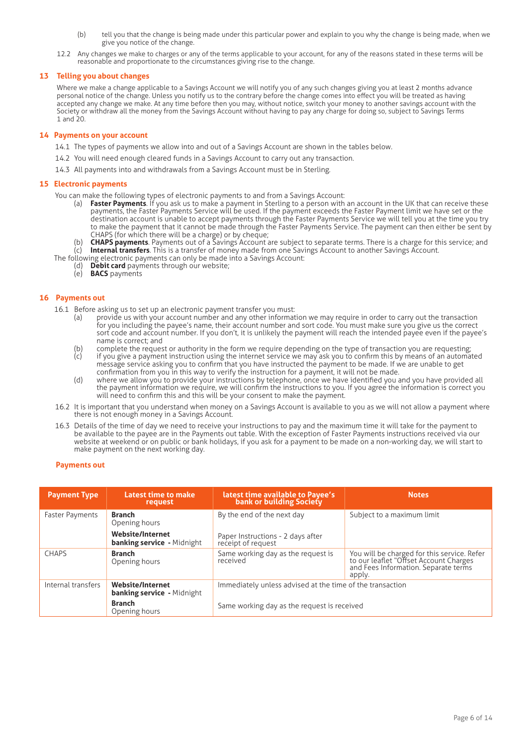(b) tell you that the change is being made under this particular power and explain to you why the change is being made, when we give you notice of the change.

12.2 Any changes we make to charges or any of the terms applicable to your account, for any of the reasons stated in these terms will be reasonable and proportionate to the circumstances giving rise to the change.

## 13 Telling you about changes

Where we make a change applicable to a Savings Account we will notify you of any such changes giving you at least 2 months advance personal notice of the change. Unless you notify us to the contrary before the change comes into effect you will be treated as having accepted any change we make. At any time before then you may, without notice, switch your money to another savings account with the Society or withdraw all the money from the Savings Account without having to pay any charge for doing so, subject to Savings Terms 1 and 20.

## 14 Payments on your account

14.1 The types of payments we allow into and out of a Savings Account are shown in the tables below.

14.2 You will need enough cleared funds in a Savings Account to carry out any transaction.

14.3 All payments into and withdrawals from a Savings Account must be in Sterling.

## 15 Electronic payments

You can make the following types of electronic payments to and from a Savings Account:

(a) **Faster Payments**. If you ask us to make a payment in Sterling to a person with an account in the UK that can receive these payments, the Faster Payments Service will be used. If the payment exceeds the Faster Payment limit we have set or the destination account is unable to accept payments through the Faster Payments Service we will tell you at the time you try to make the payment that it cannot be made through the Faster Payments Service. The payment can then either be sent by CHAPS (for which there will be a charge) or by cheque;

(b) **CHAPS payments**. Payments out of a Savings Account are subject to separate terms. There is a charge for this service; and

(c) **Internal transfers**. This is a transfer of money made from one Savings Account to another Savings Account.

The following electronic payments can only be made into a Savings Account:

(d) **Debit card** payments through our website;

(e) **BACS** payments

## 16 Payments out

16.1 Before asking us to set up an electronic payment transfer you must:

(a) provide us with your account number and any other information we may require in order to carry out the transaction for you including the payee's name, their account number and sort code. You must make sure you give us the correct sort code and account number. If you don't, it is unlikely the payment will reach the intended payee even if the payee's name is correct; and

(b) complete the request or authority in the form we require depending on the type of transaction you are requesting;

(c) if you give a payment instruction using the internet service we may ask you to confirm this by means of an automated message service asking you to confirm that you have instructed the payment to be made. If we are unable to get confirmation from you in this way to verify the instruction for a payment, it will not be made.

(d) where we allow you to provide your instructions by telephone, once we have identified you and you have provided all the payment information we require, we will confirm the instructions to you. If you agree the information is correct you will need to confirm this and this will be your consent to make the payment.

16.2 It is important that you understand when money on a Savings Account is available to you as we will not allow a payment where there is not enough money in a Savings Account.

16.3 Details of the time of day we need to receive your instructions to pay and the maximum time it will take for the payment to be available to the payee are in the Payments out table. With the exception of Faster Payments instructions received via our website at weekend or on public or bank holidays, if you ask for a payment to be made on a non-working day, we will start to make payment on the next working day.

### Payments out

| Payment Type | Latest time to make request | latest time available to Payee's bank or building Society | Notes |
|---|---|---|---|
| Faster Payments | **Branch** Opening hours<br>**Website/Internet banking service** - Midnight | By the end of the next day<br>Paper Instructions - 2 days after receipt of request | Subject to a maximum limit |
| CHAPS | **Branch** Opening hours | Same working day as the request is received | You will be charged for this service. Refer to our leaflet "Offset Account Charges and Fees Information. Separate terms apply. |
| Internal transfers | **Website/Internet banking service** - Midnight<br>**Branch** Opening hours | Immediately unless advised at the time of the transaction<br>Same working day as the request is received | |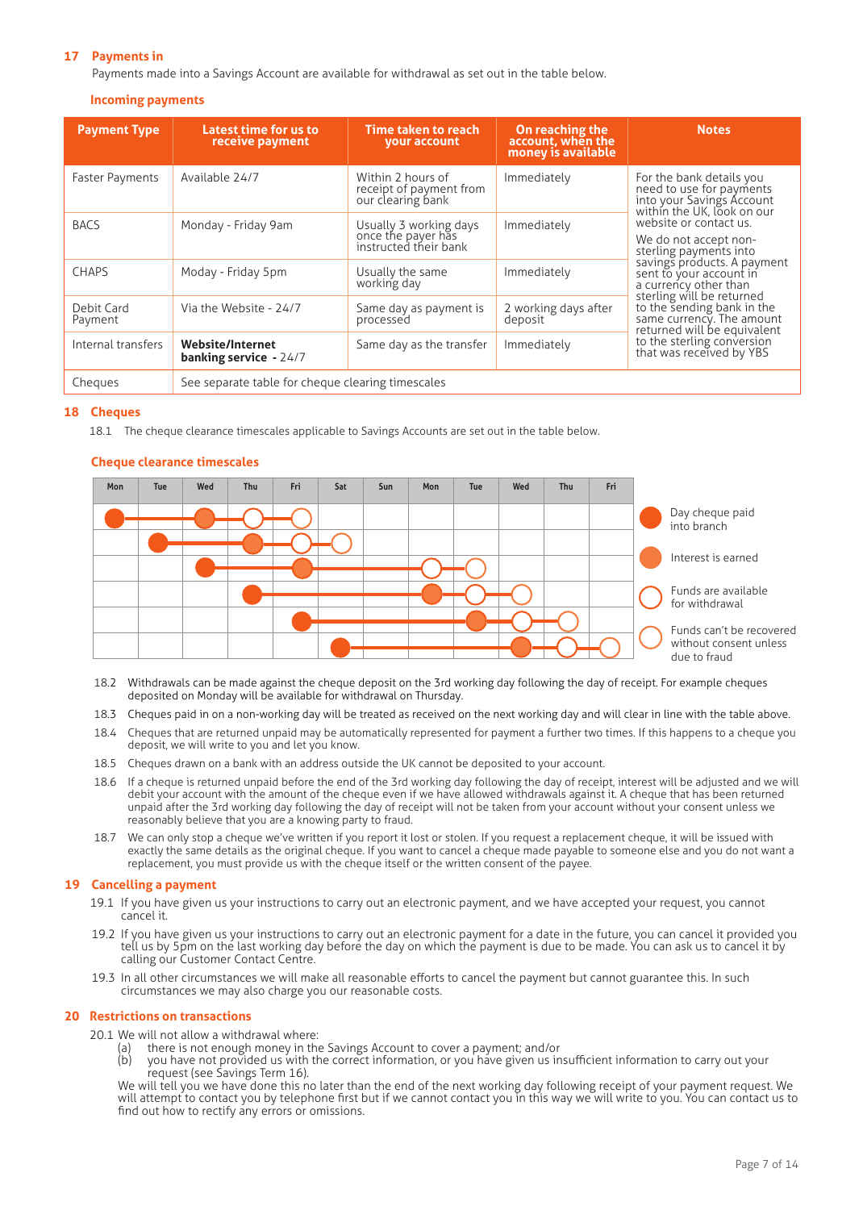## 17 Payments in

Payments made into a Savings Account are available for withdrawal as set out in the table below.

### Incoming payments

| Payment Type | Latest time for us to receive payment | Time taken to reach your account | On reaching the account, when the money is available | Notes |
|---|---|---|---|---|
| Faster Payments | Available 24/7 | Within 2 hours of receipt of payment from our clearing bank | Immediately | For the bank details you need to use for payments into your Savings Account within the UK, look on our website or contact us.<br><br>We do not accept non-sterling payments into savings products. A payment sent to your account in a currency other than sterling will be returned to the sending bank in the same currency. The amount returned will be equivalent to the sterling conversion that was received by YBS |
| BACS | Monday - Friday 9am | Usually 3 working days once the payer has instructed their bank | Immediately | |
| CHAPS | Moday - Friday 5pm | Usually the same working day | Immediately | |
| Debit Card Payment | Via the Website - 24/7 | Same day as payment is processed | 2 working days after deposit | |
| Internal transfers | **Website/Internet banking service - 24/7** | Same day as the transfer | Immediately | |
| Cheques | See separate table for cheque clearing timescales | | | |

## 18 Cheques

18.1 The cheque clearance timescales applicable to Savings Accounts are set out in the table below.

### Cheque clearance timescales

| Mon | Tue | Wed | Thu | Fri | Sat | Sun | Mon | Tue | Wed | Thu | Fri |
|---|---|---|---|---|---|---|---|---|---|---|---|
| Day cheque paid into branch | | Interest is earned | Funds are available for withdrawal | Funds can't be recovered without consent unless due to fraud | | | | | | | |
| | Day cheque paid into branch | | Interest is earned | Funds are available for withdrawal | Funds can't be recovered without consent unless due to fraud | | | | | | |
| | | Day cheque paid into branch | | Interest is earned | | | Funds are available for withdrawal | Funds can't be recovered without consent unless due to fraud | | | |
| | | | Day cheque paid into branch | | | | Interest is earned | Funds are available for withdrawal | Funds can't be recovered without consent unless due to fraud | | |
| | | | | Day cheque paid into branch | | | | Interest is earned | Funds are available for withdrawal | Funds can't be recovered without consent unless due to fraud | |
| | | | | | Day cheque paid into branch | | | | Interest is earned | Funds are available for withdrawal | Funds can't be recovered without consent unless due to fraud |

18.2 Withdrawals can be made against the cheque deposit on the 3rd working day following the day of receipt. For example cheques deposited on Monday will be available for withdrawal on Thursday.

18.3 Cheques paid in on a non-working day will be treated as received on the next working day and will clear in line with the table above.

18.4 Cheques that are returned unpaid may be automatically represented for payment a further two times. If this happens to a cheque you deposit, we will write to you and let you know.

18.5 Cheques drawn on a bank with an address outside the UK cannot be deposited to your account.

18.6 If a cheque is returned unpaid before the end of the 3rd working day following the day of receipt, interest will be adjusted and we will debit your account with the amount of the cheque even if we have allowed withdrawals against it. A cheque that has been returned unpaid after the 3rd working day following the day of receipt will not be taken from your account without your consent unless we reasonably believe that you are a knowing party to fraud.

18.7 We can only stop a cheque we've written if you report it lost or stolen. If you request a replacement cheque, it will be issued with exactly the same details as the original cheque. If you want to cancel a cheque made payable to someone else and you do not want a replacement, you must provide us with the cheque itself or the written consent of the payee.

## 19 Cancelling a payment

19.1 If you have given us your instructions to carry out an electronic payment, and we have accepted your request, you cannot cancel it.

19.2 If you have given us your instructions to carry out an electronic payment for a date in the future, you can cancel it provided you tell us by 5pm on the last working day before the day on which the payment is due to be made. You can ask us to cancel it by calling our Customer Contact Centre.

19.3 In all other circumstances we will make all reasonable efforts to cancel the payment but cannot guarantee this. In such circumstances we may also charge you our reasonable costs.

## 20 Restrictions on transactions

20.1 We will not allow a withdrawal where:

(a) there is not enough money in the Savings Account to cover a payment; and/or

(b) you have not provided us with the correct information, or you have given us insufficient information to carry out your request (see Savings Term 16).

We will tell you we have done this no later than the end of the next working day following receipt of your payment request. We will attempt to contact you by telephone first but if we cannot contact you in this way we will write to you. You can contact us to find out how to rectify any errors or omissions.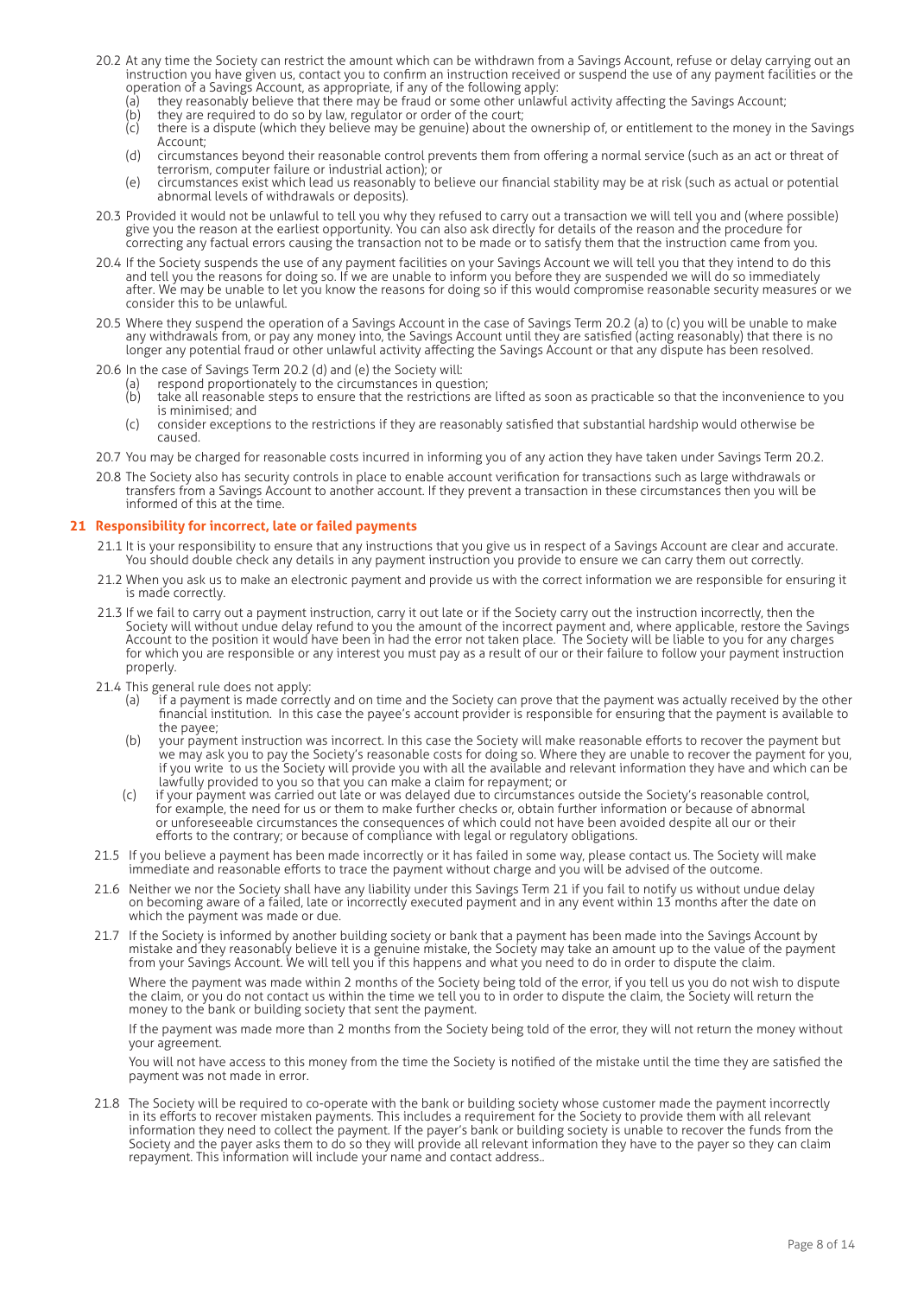20.2 At any time the Society can restrict the amount which can be withdrawn from a Savings Account, refuse or delay carrying out an instruction you have given us, contact you to confirm an instruction received or suspend the use of any payment facilities or the operation of a Savings Account, as appropriate, if any of the following apply:

- (a) they reasonably believe that there may be fraud or some other unlawful activity affecting the Savings Account;
- (b) they are required to do so by law, regulator or order of the court;
- (c) there is a dispute (which they believe may be genuine) about the ownership of, or entitlement to the money in the Savings Account;
- (d) circumstances beyond their reasonable control prevents them from offering a normal service (such as an act or threat of terrorism, computer failure or industrial action); or
- (e) circumstances exist which lead us reasonably to believe our financial stability may be at risk (such as actual or potential abnormal levels of withdrawals or deposits).

20.3 Provided it would not be unlawful to tell you why they refused to carry out a transaction we will tell you and (where possible) give you the reason at the earliest opportunity. You can also ask directly for details of the reason and the procedure for correcting any factual errors causing the transaction not to be made or to satisfy them that the instruction came from you.

20.4 If the Society suspends the use of any payment facilities on your Savings Account we will tell you that they intend to do this and tell you the reasons for doing so. If we are unable to inform you before they are suspended we will do so immediately after. We may be unable to let you know the reasons for doing so if this would compromise reasonable security measures or we consider this to be unlawful.

20.5 Where they suspend the operation of a Savings Account in the case of Savings Term 20.2 (a) to (c) you will be unable to make any withdrawals from, or pay any money into, the Savings Account until they are satisfied (acting reasonably) that there is no longer any potential fraud or other unlawful activity affecting the Savings Account or that any dispute has been resolved.

20.6 In the case of Savings Term 20.2 (d) and (e) the Society will:

- (a) respond proportionately to the circumstances in question;
- (b) take all reasonable steps to ensure that the restrictions are lifted as soon as practicable so that the inconvenience to you is minimised; and
- (c) consider exceptions to the restrictions if they are reasonably satisfied that substantial hardship would otherwise be caused.

20.7 You may be charged for reasonable costs incurred in informing you of any action they have taken under Savings Term 20.2.

20.8 The Society also has security controls in place to enable account verification for transactions such as large withdrawals or transfers from a Savings Account to another account. If they prevent a transaction in these circumstances then you will be informed of this at the time.

## 21 Responsibility for incorrect, late or failed payments

21.1 It is your responsibility to ensure that any instructions that you give us in respect of a Savings Account are clear and accurate. You should double check any details in any payment instruction you provide to ensure we can carry them out correctly.

21.2 When you ask us to make an electronic payment and provide us with the correct information we are responsible for ensuring it is made correctly.

21.3 If we fail to carry out a payment instruction, carry it out late or if the Society carry out the instruction incorrectly, then the Society will without undue delay refund to you the amount of the incorrect payment and, where applicable, restore the Savings Account to the position it would have been in had the error not taken place. The Society will be liable to you for any charges for which you are responsible or any interest you must pay as a result of our or their failure to follow your payment instruction properly.

21.4 This general rule does not apply:

- (a) if a payment is made correctly and on time and the Society can prove that the payment was actually received by the other financial institution. In this case the payee's account provider is responsible for ensuring that the payment is available to the payee;
- (b) your payment instruction was incorrect. In this case the Society will make reasonable efforts to recover the payment but we may ask you to pay the Society's reasonable costs for doing so. Where they are unable to recover the payment for you, if you write to us the Society will provide you with all the available and relevant information they have and which can be lawfully provided to you so that you can make a claim for repayment; or
- (c) if your payment was carried out late or was delayed due to circumstances outside the Society's reasonable control, for example, the need for us or them to make further checks or, obtain further information or because of abnormal or unforeseeable circumstances the consequences of which could not have been avoided despite all our or their efforts to the contrary; or because of compliance with legal or regulatory obligations.

21.5 If you believe a payment has been made incorrectly or it has failed in some way, please contact us. The Society will make immediate and reasonable efforts to trace the payment without charge and you will be advised of the outcome.

21.6 Neither we nor the Society shall have any liability under this Savings Term 21 if you fail to notify us without undue delay on becoming aware of a failed, late or incorrectly executed payment and in any event within 13 months after the date on which the payment was made or due.

21.7 If the Society is informed by another building society or bank that a payment has been made into the Savings Account by mistake and they reasonably believe it is a genuine mistake, the Society may take an amount up to the value of the payment from your Savings Account. We will tell you if this happens and what you need to do in order to dispute the claim.

Where the payment was made within 2 months of the Society being told of the error, if you tell us you do not wish to dispute the claim, or you do not contact us within the time we tell you to in order to dispute the claim, the Society will return the money to the bank or building society that sent the payment.

If the payment was made more than 2 months from the Society being told of the error, they will not return the money without your agreement.

You will not have access to this money from the time the Society is notified of the mistake until the time they are satisfied the payment was not made in error.

21.8 The Society will be required to co-operate with the bank or building society whose customer made the payment incorrectly in its efforts to recover mistaken payments. This includes a requirement for the Society to provide them with all relevant information they need to collect the payment. If the payer's bank or building society is unable to recover the funds from the Society and the payer asks them to do so they will provide all relevant information they have to the payer so they can claim repayment. This information will include your name and contact address..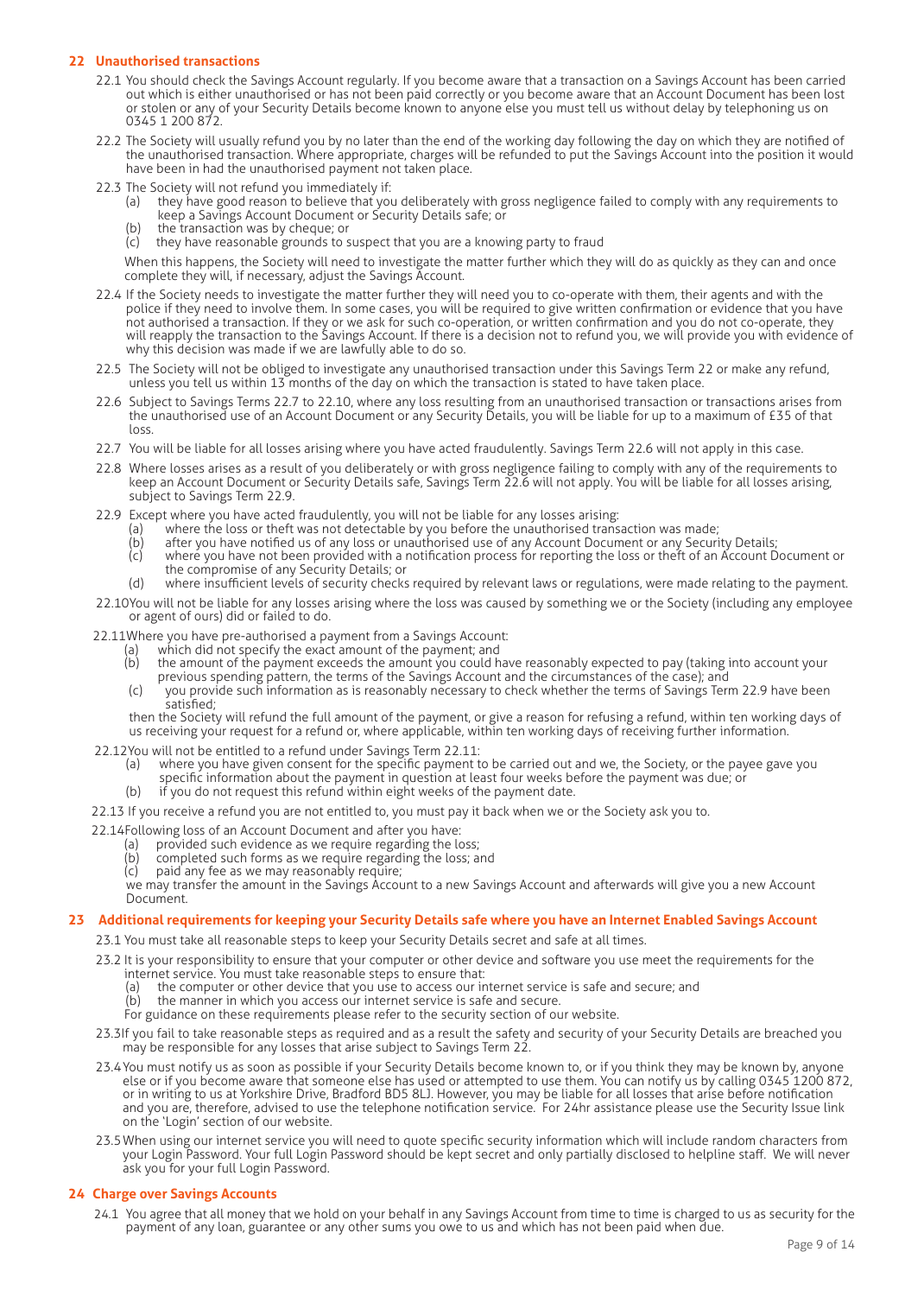## 22 Unauthorised transactions

22.1 You should check the Savings Account regularly. If you become aware that a transaction on a Savings Account has been carried out which is either unauthorised or has not been paid correctly or you become aware that an Account Document has been lost or stolen or any of your Security Details become known to anyone else you must tell us without delay by telephoning us on 0345 1 200 872.

22.2 The Society will usually refund you by no later than the end of the working day following the day on which they are notified of the unauthorised transaction. Where appropriate, charges will be refunded to put the Savings Account into the position it would have been in had the unauthorised payment not taken place.

22.3 The Society will not refund you immediately if:

- (a) they have good reason to believe that you deliberately with gross negligence failed to comply with any requirements to keep a Savings Account Document or Security Details safe; or
- (b) the transaction was by cheque; or
- (c) they have reasonable grounds to suspect that you are a knowing party to fraud

When this happens, the Society will need to investigate the matter further which they will do as quickly as they can and once complete they will, if necessary, adjust the Savings Account.

22.4 If the Society needs to investigate the matter further they will need you to co-operate with them, their agents and with the police if they need to involve them. In some cases, you will be required to give written confirmation or evidence that you have not authorised a transaction. If they or we ask for such co-operation, or written confirmation and you do not co-operate, they will reapply the transaction to the Savings Account. If there is a decision not to refund you, we will provide you with evidence of why this decision was made if we are lawfully able to do so.

22.5 The Society will not be obliged to investigate any unauthorised transaction under this Savings Term 22 or make any refund, unless you tell us within 13 months of the day on which the transaction is stated to have taken place.

22.6 Subject to Savings Terms 22.7 to 22.10, where any loss resulting from an unauthorised transaction or transactions arises from the unauthorised use of an Account Document or any Security Details, you will be liable for up to a maximum of £35 of that loss.

22.7 You will be liable for all losses arising where you have acted fraudulently. Savings Term 22.6 will not apply in this case.

22.8 Where losses arises as a result of you deliberately or with gross negligence failing to comply with any of the requirements to keep an Account Document or Security Details safe, Savings Term 22.6 will not apply. You will be liable for all losses arising, subject to Savings Term 22.9.

22.9 Except where you have acted fraudulently, you will not be liable for any losses arising:

- (a) where the loss or theft was not detectable by you before the unauthorised transaction was made;
- (b) after you have notified us of any loss or unauthorised use of any Account Document or any Security Details;
- (c) where you have not been provided with a notification process for reporting the loss or theft of an Account Document or the compromise of any Security Details; or
- (d) where insufficient levels of security checks required by relevant laws or regulations, were made relating to the payment.

22.10 You will not be liable for any losses arising where the loss was caused by something we or the Society (including any employee or agent of ours) did or failed to do.

22.11 Where you have pre-authorised a payment from a Savings Account:

- (a) which did not specify the exact amount of the payment; and
- (b) the amount of the payment exceeds the amount you could have reasonably expected to pay (taking into account your previous spending pattern, the terms of the Savings Account and the circumstances of the case); and
- (c) you provide such information as is reasonably necessary to check whether the terms of Savings Term 22.9 have been satisfied;

then the Society will refund the full amount of the payment, or give a reason for refusing a refund, within ten working days of us receiving your request for a refund or, where applicable, within ten working days of receiving further information.

22.12 You will not be entitled to a refund under Savings Term 22.11:

- (a) where you have given consent for the specific payment to be carried out and we, the Society, or the payee gave you specific information about the payment in question at least four weeks before the payment was due; or
- (b) if you do not request this refund within eight weeks of the payment date.

22.13 If you receive a refund you are not entitled to, you must pay it back when we or the Society ask you to.

22.14 Following loss of an Account Document and after you have:

- (a) provided such evidence as we require regarding the loss;
- (b) completed such forms as we require regarding the loss; and
- (c) paid any fee as we may reasonably require;

we may transfer the amount in the Savings Account to a new Savings Account and afterwards will give you a new Account Document.

## 23 Additional requirements for keeping your Security Details safe where you have an Internet Enabled Savings Account

23.1 You must take all reasonable steps to keep your Security Details secret and safe at all times.

23.2 It is your responsibility to ensure that your computer or other device and software you use meet the requirements for the internet service. You must take reasonable steps to ensure that:

- (a) the computer or other device that you use to access our internet service is safe and secure; and
- (b) the manner in which you access our internet service is safe and secure.

For guidance on these requirements please refer to the security section of our website.

23.3 If you fail to take reasonable steps as required and as a result the safety and security of your Security Details are breached you may be responsible for any losses that arise subject to Savings Term 22.

23.4 You must notify us as soon as possible if your Security Details become known to, or if you think they may be known by, anyone else or if you become aware that someone else has used or attempted to use them. You can notify us by calling 0345 1200 872, or in writing to us at Yorkshire Drive, Bradford BD5 8LJ. However, you may be liable for all losses that arise before notification and you are, therefore, advised to use the telephone notification service. For 24hr assistance please use the Security Issue link on the 'Login' section of our website.

23.5 When using our internet service you will need to quote specific security information which will include random characters from your Login Password. Your full Login Password should be kept secret and only partially disclosed to helpline staff. We will never ask you for your full Login Password.

## 24 Charge over Savings Accounts

24.1 You agree that all money that we hold on your behalf in any Savings Account from time to time is charged to us as security for the payment of any loan, guarantee or any other sums you owe to us and which has not been paid when due.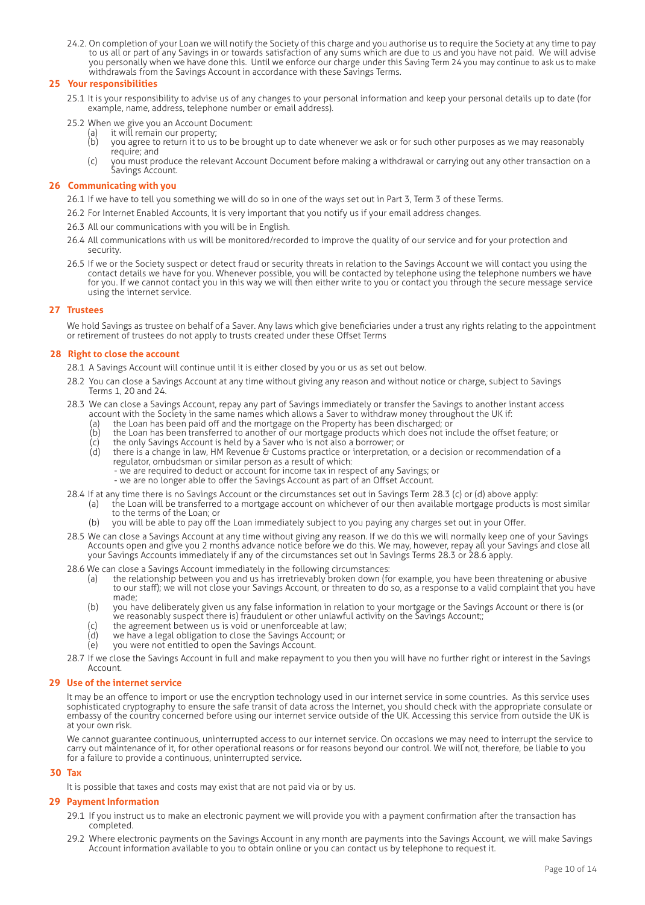24.2. On completion of your Loan we will notify the Society of this charge and you authorise us to require the Society at any time to pay to us all or part of any Savings in or towards satisfaction of any sums which are due to us and you have not paid. We will advise you personally when we have done this. Until we enforce our charge under this Saving Term 24 you may continue to ask us to make withdrawals from the Savings Account in accordance with these Savings Terms.

## 25 Your responsibilities

25.1 It is your responsibility to advise us of any changes to your personal information and keep your personal details up to date (for example, name, address, telephone number or email address).

25.2 When we give you an Account Document:

(a) it will remain our property;

(b) you agree to return it to us to be brought up to date whenever we ask or for such other purposes as we may reasonably require; and

(c) you must produce the relevant Account Document before making a withdrawal or carrying out any other transaction on a Savings Account.

## 26 Communicating with you

26.1 If we have to tell you something we will do so in one of the ways set out in Part 3, Term 3 of these Terms.

26.2 For Internet Enabled Accounts, it is very important that you notify us if your email address changes.

26.3 All our communications with you will be in English.

26.4 All communications with us will be monitored/recorded to improve the quality of our service and for your protection and security.

26.5 If we or the Society suspect or detect fraud or security threats in relation to the Savings Account we will contact you using the contact details we have for you. Whenever possible, you will be contacted by telephone using the telephone numbers we have for you. If we cannot contact you in this way we will then either write to you or contact you through the secure message service using the internet service.

## 27 Trustees

We hold Savings as trustee on behalf of a Saver. Any laws which give beneficiaries under a trust any rights relating to the appointment or retirement of trustees do not apply to trusts created under these Offset Terms

## 28 Right to close the account

28.1 A Savings Account will continue until it is either closed by you or us as set out below.

28.2 You can close a Savings Account at any time without giving any reason and without notice or charge, subject to Savings Terms 1, 20 and 24.

28.3 We can close a Savings Account, repay any part of Savings immediately or transfer the Savings to another instant access account with the Society in the same names which allows a Saver to withdraw money throughout the UK if:

(a) the Loan has been paid off and the mortgage on the Property has been discharged; or

(b) the Loan has been transferred to another of our mortgage products which does not include the offset feature; or

(c) the only Savings Account is held by a Saver who is not also a borrower; or

(d) there is a change in law, HM Revenue & Customs practice or interpretation, or a decision or recommendation of a regulator, ombudsman or similar person as a result of which:
- we are required to deduct or account for income tax in respect of any Savings; or
- we are no longer able to offer the Savings Account as part of an Offset Account.

28.4 If at any time there is no Savings Account or the circumstances set out in Savings Term 28.3 (c) or (d) above apply:

(a) the Loan will be transferred to a mortgage account on whichever of our then available mortgage products is most similar to the terms of the Loan; or

(b) you will be able to pay off the Loan immediately subject to you paying any charges set out in your Offer.

28.5 We can close a Savings Account at any time without giving any reason. If we do this we will normally keep one of your Savings Accounts open and give you 2 months advance notice before we do this. We may, however, repay all your Savings and close all your Savings Accounts immediately if any of the circumstances set out in Savings Terms 28.3 or 28.6 apply.

28.6 We can close a Savings Account immediately in the following circumstances:

(a) the relationship between you and us has irretrievably broken down (for example, you have been threatening or abusive to our staff); we will not close your Savings Account, or threaten to do so, as a response to a valid complaint that you have made;

(b) you have deliberately given us any false information in relation to your mortgage or the Savings Account or there is (or we reasonably suspect there is) fraudulent or other unlawful activity on the Savings Account;;

(c) the agreement between us is void or unenforceable at law;

(d) we have a legal obligation to close the Savings Account; or

(e) you were not entitled to open the Savings Account.

28.7 If we close the Savings Account in full and make repayment to you then you will have no further right or interest in the Savings Account.

## 29 Use of the internet service

It may be an offence to import or use the encryption technology used in our internet service in some countries. As this service uses sophisticated cryptography to ensure the safe transit of data across the Internet, you should check with the appropriate consulate or embassy of the country concerned before using our internet service outside of the UK. Accessing this service from outside the UK is at your own risk.

We cannot guarantee continuous, uninterrupted access to our internet service. On occasions we may need to interrupt the service to carry out maintenance of it, for other operational reasons or for reasons beyond our control. We will not, therefore, be liable to you for a failure to provide a continuous, uninterrupted service.

## 30 Tax

It is possible that taxes and costs may exist that are not paid via or by us.

## 29 Payment Information

29.1 If you instruct us to make an electronic payment we will provide you with a payment confirmation after the transaction has completed.

29.2 Where electronic payments on the Savings Account in any month are payments into the Savings Account, we will make Savings Account information available to you to obtain online or you can contact us by telephone to request it.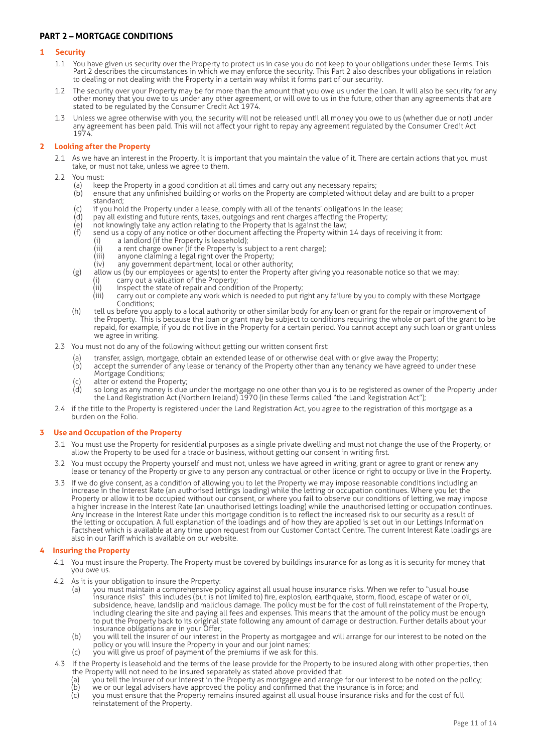## PART 2 – MORTGAGE CONDITIONS

### 1 Security

1.1 You have given us security over the Property to protect us in case you do not keep to your obligations under these Terms. This Part 2 describes the circumstances in which we may enforce the security. This Part 2 also describes your obligations in relation to dealing or not dealing with the Property in a certain way whilst it forms part of our security.

1.2 The security over your Property may be for more than the amount that you owe us under the Loan. It will also be security for any other money that you owe to us under any other agreement, or will owe to us in the future, other than any agreements that are stated to be regulated by the Consumer Credit Act 1974.

1.3 Unless we agree otherwise with you, the security will not be released until all money you owe to us (whether due or not) under any agreement has been paid. This will not affect your right to repay any agreement regulated by the Consumer Credit Act 1974.

### 2 Looking after the Property

2.1 As we have an interest in the Property, it is important that you maintain the value of it. There are certain actions that you must take, or must not take, unless we agree to them.

2.2 You must:

- (a) keep the Property in a good condition at all times and carry out any necessary repairs;
- (b) ensure that any unfinished building or works on the Property are completed without delay and are built to a proper standard;
- (c) if you hold the Property under a lease, comply with all of the tenants' obligations in the lease;
- (d) pay all existing and future rents, taxes, outgoings and rent charges affecting the Property;
- (e) not knowingly take any action relating to the Property that is against the law;
- (f) send us a copy of any notice or other document affecting the Property within 14 days of receiving it from:
  - (i) a landlord (if the Property is leasehold);
  - (ii) a rent charge owner (if the Property is subject to a rent charge);
  - (iii) anyone claiming a legal right over the Property;
  - (iv) any government department, local or other authority;
- (g) allow us (by our employees or agents) to enter the Property after giving you reasonable notice so that we may:
  - (i) carry out a valuation of the Property;
  - (ii) inspect the state of repair and condition of the Property;
  - (iii) carry out or complete any work which is needed to put right any failure by you to comply with these Mortgage Conditions;
- (h) tell us before you apply to a local authority or other similar body for any loan or grant for the repair or improvement of the Property. This is because the loan or grant may be subject to conditions requiring the whole or part of the grant to be repaid, for example, if you do not live in the Property for a certain period. You cannot accept any such loan or grant unless we agree in writing.

2.3 You must not do any of the following without getting our written consent first:

- (a) transfer, assign, mortgage, obtain an extended lease of or otherwise deal with or give away the Property;
- (b) accept the surrender of any lease or tenancy of the Property other than any tenancy we have agreed to under these Mortgage Conditions;
- (c) alter or extend the Property;
- (d) so long as any money is due under the mortgage no one other than you is to be registered as owner of the Property under the Land Registration Act (Northern Ireland) 1970 (in these Terms called "the Land Registration Act");

2.4 if the title to the Property is registered under the Land Registration Act, you agree to the registration of this mortgage as a burden on the Folio.

### 3 Use and Occupation of the Property

3.1 You must use the Property for residential purposes as a single private dwelling and must not change the use of the Property, or allow the Property to be used for a trade or business, without getting our consent in writing first.

3.2 You must occupy the Property yourself and must not, unless we have agreed in writing, grant or agree to grant or renew any lease or tenancy of the Property or give to any person any contractual or other licence or right to occupy or live in the Property.

3.3 If we do give consent, as a condition of allowing you to let the Property we may impose reasonable conditions including an increase in the Interest Rate (an authorised lettings loading) while the letting or occupation continues. Where you let the Property or allow it to be occupied without our consent, or where you fail to observe our conditions of letting, we may impose a higher increase in the Interest Rate (an unauthorised lettings loading) while the unauthorised letting or occupation continues. Any increase in the Interest Rate under this mortgage condition is to reflect the increased risk to our security as a result of the letting or occupation. A full explanation of the loadings and of how they are applied is set out in our Lettings Information Factsheet which is available at any time upon request from our Customer Contact Centre. The current Interest Rate loadings are also in our Tariff which is available on our website.

### 4 Insuring the Property

4.1 You must insure the Property. The Property must be covered by buildings insurance for as long as it is security for money that you owe us.

4.2 As it is your obligation to insure the Property:

- (a) you must maintain a comprehensive policy against all usual house insurance risks. When we refer to "usual house insurance risks" this includes (but is not limited to) fire, explosion, earthquake, storm, flood, escape of water or oil, subsidence, heave, landslip and malicious damage. The policy must be for the cost of full reinstatement of the Property, including clearing the site and paying all fees and expenses. This means that the amount of the policy must be enough to put the Property back to its original state following any amount of damage or destruction. Further details about your insurance obligations are in your Offer;
- (b) you will tell the insurer of our interest in the Property as mortgagee and will arrange for our interest to be noted on the policy or you will insure the Property in your and our joint names;
- (c) you will give us proof of payment of the premiums if we ask for this.

4.3 If the Property is leasehold and the terms of the lease provide for the Property to be insured along with other properties, then the Property will not need to be insured separately as stated above provided that:

- (a) you tell the insurer of our interest in the Property as mortgagee and arrange for our interest to be noted on the policy;
- (b) we or our legal advisers have approved the policy and confirmed that the insurance is in force; and
- (c) you must ensure that the Property remains insured against all usual house insurance risks and for the cost of full reinstatement of the Property.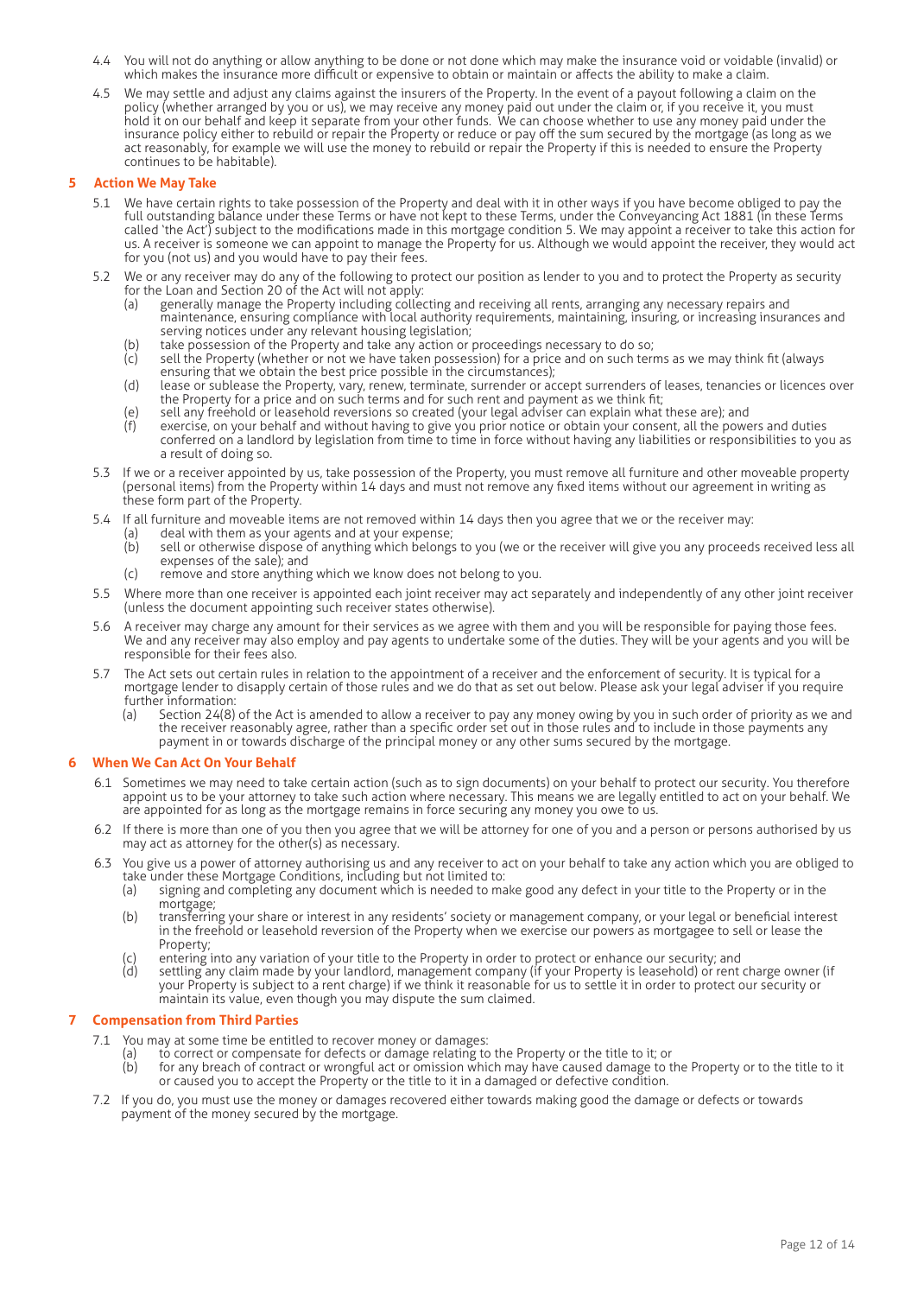4.4 You will not do anything or allow anything to be done or not done which may make the insurance void or voidable (invalid) or which makes the insurance more difficult or expensive to obtain or maintain or affects the ability to make a claim.

4.5 We may settle and adjust any claims against the insurers of the Property. In the event of a payout following a claim on the policy (whether arranged by you or us), we may receive any money paid out under the claim or, if you receive it, you must hold it on our behalf and keep it separate from your other funds. We can choose whether to use any money paid under the insurance policy either to rebuild or repair the Property or reduce or pay off the sum secured by the mortgage (as long as we act reasonably, for example we will use the money to rebuild or repair the Property if this is needed to ensure the Property continues to be habitable).

## 5 Action We May Take

5.1 We have certain rights to take possession of the Property and deal with it in other ways if you have become obliged to pay the full outstanding balance under these Terms or have not kept to these Terms, under the Conveyancing Act 1881 (in these Terms called 'the Act') subject to the modifications made in this mortgage condition 5. We may appoint a receiver to take this action for us. A receiver is someone we can appoint to manage the Property for us. Although we would appoint the receiver, they would act for you (not us) and you would have to pay their fees.

5.2 We or any receiver may do any of the following to protect our position as lender to you and to protect the Property as security for the Loan and Section 20 of the Act will not apply:

- (a) generally manage the Property including collecting and receiving all rents, arranging any necessary repairs and maintenance, ensuring compliance with local authority requirements, maintaining, insuring, or increasing insurances and serving notices under any relevant housing legislation;
- (b) take possession of the Property and take any action or proceedings necessary to do so;
- (c) sell the Property (whether or not we have taken possession) for a price and on such terms as we may think fit (always ensuring that we obtain the best price possible in the circumstances);
- (d) lease or sublease the Property, vary, renew, terminate, surrender or accept surrenders of leases, tenancies or licences over the Property for a price and on such terms and for such rent and payment as we think fit;
- (e) sell any freehold or leasehold reversions so created (your legal adviser can explain what these are); and
- (f) exercise, on your behalf and without having to give you prior notice or obtain your consent, all the powers and duties conferred on a landlord by legislation from time to time in force without having any liabilities or responsibilities to you as a result of doing so.

5.3 If we or a receiver appointed by us, take possession of the Property, you must remove all furniture and other moveable property (personal items) from the Property within 14 days and must not remove any fixed items without our agreement in writing as these form part of the Property.

5.4 If all furniture and moveable items are not removed within 14 days then you agree that we or the receiver may:

- (a) deal with them as your agents and at your expense;
- (b) sell or otherwise dispose of anything which belongs to you (we or the receiver will give you any proceeds received less all expenses of the sale); and
- (c) remove and store anything which we know does not belong to you.

5.5 Where more than one receiver is appointed each joint receiver may act separately and independently of any other joint receiver (unless the document appointing such receiver states otherwise).

5.6 A receiver may charge any amount for their services as we agree with them and you will be responsible for paying those fees. We and any receiver may also employ and pay agents to undertake some of the duties. They will be your agents and you will be responsible for their fees also.

5.7 The Act sets out certain rules in relation to the appointment of a receiver and the enforcement of security. It is typical for a mortgage lender to disapply certain of those rules and we do that as set out below. Please ask your legal adviser if you require further information:

- (a) Section 24(8) of the Act is amended to allow a receiver to pay any money owing by you in such order of priority as we and the receiver reasonably agree, rather than a specific order set out in those rules and to include in those payments any payment in or towards discharge of the principal money or any other sums secured by the mortgage.

## 6 When We Can Act On Your Behalf

6.1 Sometimes we may need to take certain action (such as to sign documents) on your behalf to protect our security. You therefore appoint us to be your attorney to take such action where necessary. This means we are legally entitled to act on your behalf. We are appointed for as long as the mortgage remains in force securing any money you owe to us.

6.2 If there is more than one of you then you agree that we will be attorney for one of you and a person or persons authorised by us may act as attorney for the other(s) as necessary.

6.3 You give us a power of attorney authorising us and any receiver to act on your behalf to take any action which you are obliged to take under these Mortgage Conditions, including but not limited to:

- (a) signing and completing any document which is needed to make good any defect in your title to the Property or in the mortgage;
- (b) transferring your share or interest in any residents' society or management company, or your legal or beneficial interest in the freehold or leasehold reversion of the Property when we exercise our powers as mortgagee to sell or lease the Property;
- (c) entering into any variation of your title to the Property in order to protect or enhance our security; and
- (d) settling any claim made by your landlord, management company (if your Property is leasehold) or rent charge owner (if your Property is subject to a rent charge) if we think it reasonable for us to settle it in order to protect our security or maintain its value, even though you may dispute the sum claimed.

## 7 Compensation from Third Parties

7.1 You may at some time be entitled to recover money or damages:

- (a) to correct or compensate for defects or damage relating to the Property or the title to it; or
- (b) for any breach of contract or wrongful act or omission which may have caused damage to the Property or to the title to it or caused you to accept the Property or the title to it in a damaged or defective condition.

7.2 If you do, you must use the money or damages recovered either towards making good the damage or defects or towards payment of the money secured by the mortgage.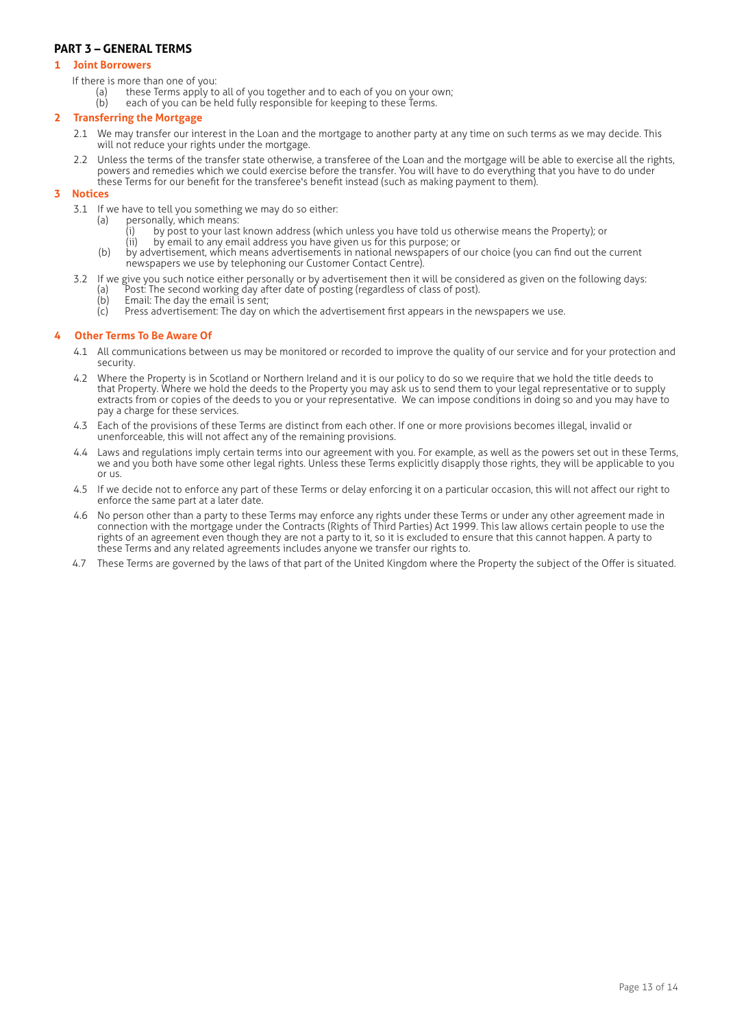## PART 3 – GENERAL TERMS

### 1 Joint Borrowers

If there is more than one of you:

(a) these Terms apply to all of you together and to each of you on your own;
(b) each of you can be held fully responsible for keeping to these Terms.

### 2 Transferring the Mortgage

2.1 We may transfer our interest in the Loan and the mortgage to another party at any time on such terms as we may decide. This will not reduce your rights under the mortgage.

2.2 Unless the terms of the transfer state otherwise, a transferee of the Loan and the mortgage will be able to exercise all the rights, powers and remedies which we could exercise before the transfer. You will have to do everything that you have to do under these Terms for our benefit for the transferee's benefit instead (such as making payment to them).

### 3 Notices

3.1 If we have to tell you something we may do so either:

(a) personally, which means:
  (i) by post to your last known address (which unless you have told us otherwise means the Property); or
  (ii) by email to any email address you have given us for this purpose; or
(b) by advertisement, which means advertisements in national newspapers of our choice (you can find out the current newspapers we use by telephoning our Customer Contact Centre).

3.2 If we give you such notice either personally or by advertisement then it will be considered as given on the following days:

(a) Post: The second working day after date of posting (regardless of class of post).
(b) Email: The day the email is sent;
(c) Press advertisement: The day on which the advertisement first appears in the newspapers we use.

### 4 Other Terms To Be Aware Of

4.1 All communications between us may be monitored or recorded to improve the quality of our service and for your protection and security.

4.2 Where the Property is in Scotland or Northern Ireland and it is our policy to do so we require that we hold the title deeds to that Property. Where we hold the deeds to the Property you may ask us to send them to your legal representative or to supply extracts from or copies of the deeds to you or your representative. We can impose conditions in doing so and you may have to pay a charge for these services.

4.3 Each of the provisions of these Terms are distinct from each other. If one or more provisions becomes illegal, invalid or unenforceable, this will not affect any of the remaining provisions.

4.4 Laws and regulations imply certain terms into our agreement with you. For example, as well as the powers set out in these Terms, we and you both have some other legal rights. Unless these Terms explicitly disapply those rights, they will be applicable to you or us.

4.5 If we decide not to enforce any part of these Terms or delay enforcing it on a particular occasion, this will not affect our right to enforce the same part at a later date.

4.6 No person other than a party to these Terms may enforce any rights under these Terms or under any other agreement made in connection with the mortgage under the Contracts (Rights of Third Parties) Act 1999. This law allows certain people to use the rights of an agreement even though they are not a party to it, so it is excluded to ensure that this cannot happen. A party to these Terms and any related agreements includes anyone we transfer our rights to.

4.7 These Terms are governed by the laws of that part of the United Kingdom where the Property the subject of the Offer is situated.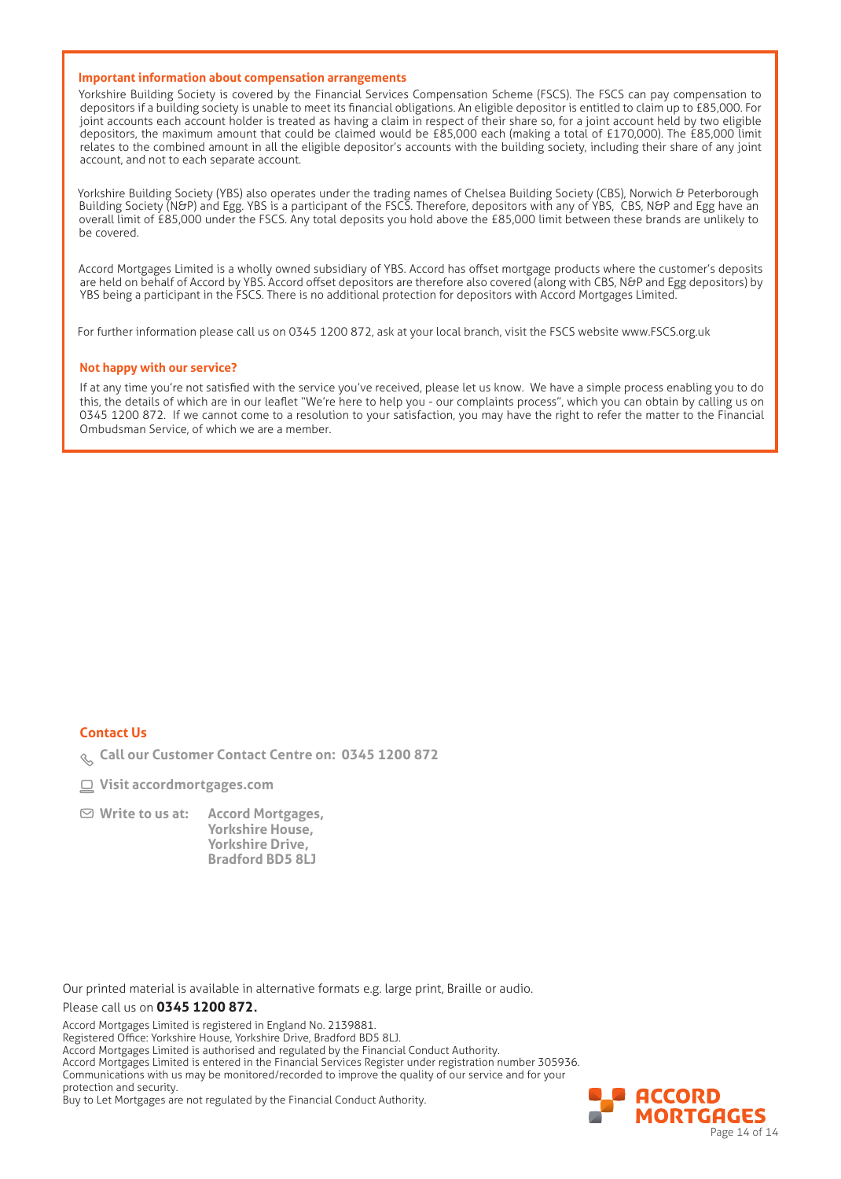### Important information about compensation arrangements

Yorkshire Building Society is covered by the Financial Services Compensation Scheme (FSCS). The FSCS can pay compensation to depositors if a building society is unable to meet its financial obligations. An eligible depositor is entitled to claim up to £85,000. For joint accounts each account holder is treated as having a claim in respect of their share so, for a joint account held by two eligible depositors, the maximum amount that could be claimed would be £85,000 each (making a total of £170,000). The £85,000 limit relates to the combined amount in all the eligible depositor's accounts with the building society, including their share of any joint account, and not to each separate account.

Yorkshire Building Society (YBS) also operates under the trading names of Chelsea Building Society (CBS), Norwich & Peterborough Building Society (N&P) and Egg. YBS is a participant of the FSCS. Therefore, depositors with any of YBS, CBS, N&P and Egg have an overall limit of £85,000 under the FSCS. Any total deposits you hold above the £85,000 limit between these brands are unlikely to be covered.

Accord Mortgages Limited is a wholly owned subsidiary of YBS. Accord has offset mortgage products where the customer's deposits are held on behalf of Accord by YBS. Accord offset depositors are therefore also covered (along with CBS, N&P and Egg depositors) by YBS being a participant in the FSCS. There is no additional protection for depositors with Accord Mortgages Limited.

For further information please call us on 0345 1200 872, ask at your local branch, visit the FSCS website www.FSCS.org.uk

### Not happy with our service?

If at any time you're not satisfied with the service you've received, please let us know. We have a simple process enabling you to do this, the details of which are in our leaflet "We're here to help you - our complaints process", which you can obtain by calling us on 0345 1200 872. If we cannot come to a resolution to your satisfaction, you may have the right to refer the matter to the Financial Ombudsman Service, of which we are a member.

### Contact Us

**Call our Customer Contact Centre on: 0345 1200 872**

**Visit accordmortgages.com**

**Write to us at:** **Accord Mortgages,**
**Yorkshire House,**
**Yorkshire Drive,**
**Bradford BD5 8LJ**

Our printed material is available in alternative formats e.g. large print, Braille or audio.

Please call us on **0345 1200 872.**

Accord Mortgages Limited is registered in England No. 2139881.
Registered Office: Yorkshire House, Yorkshire Drive, Bradford BD5 8LJ.
Accord Mortgages Limited is authorised and regulated by the Financial Conduct Authority.
Accord Mortgages Limited is entered in the Financial Services Register under registration number 305936.
Communications with us may be monitored/recorded to improve the quality of our service and for your protection and security.
Buy to Let Mortgages are not regulated by the Financial Conduct Authority.

ACCORD MORTGAGES